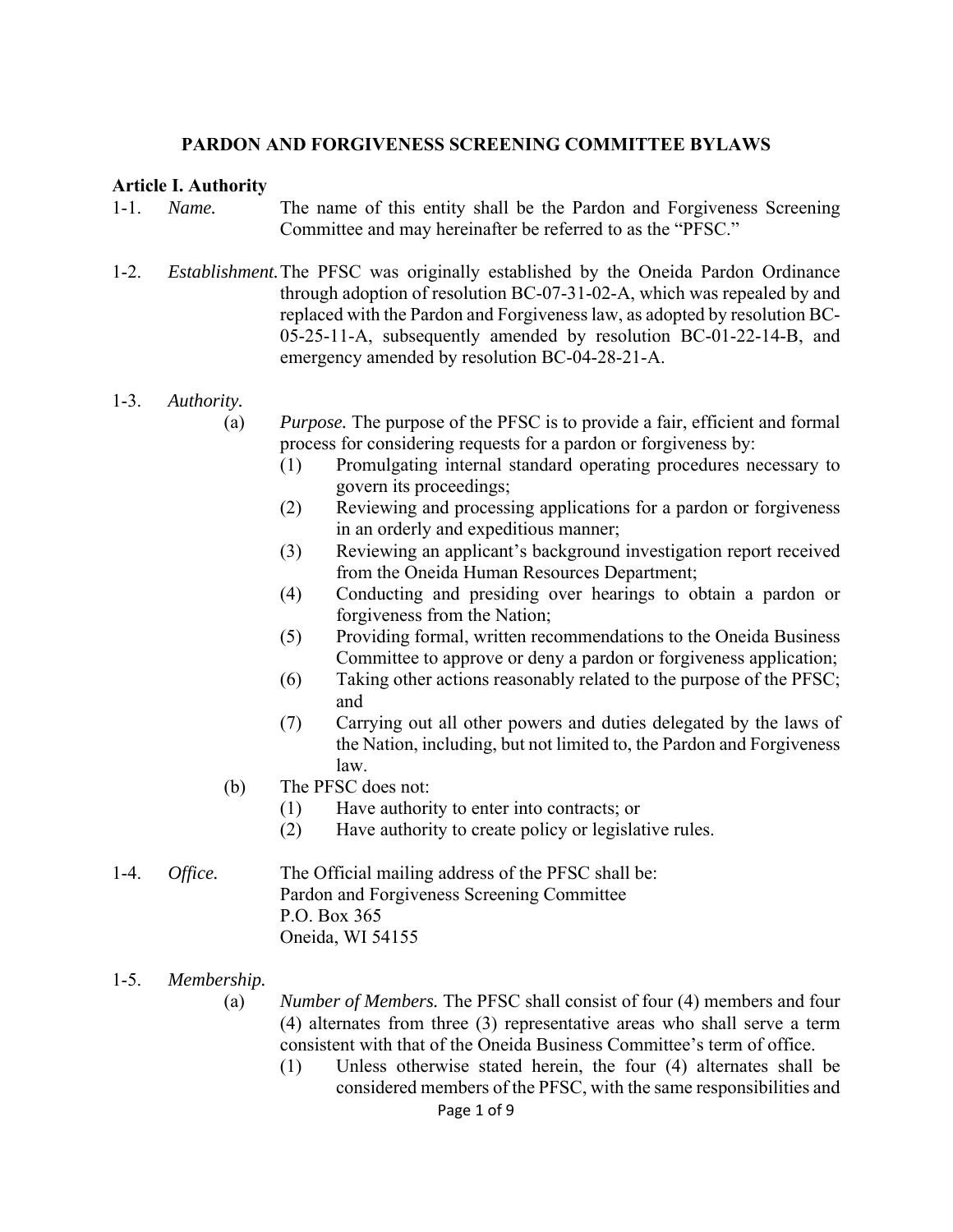# PARDON AND FORGIVENESS SCREENING COMMITTEE BYLAWS

## Article I. Authority

1-1. *Name.* The name of this entity shall be the Pardon and Forgiveness Screening Committee and may hereinafter be referred to as the "PFSC."

1-2. *Establishment.* The PFSC was originally established by the Oneida Pardon Ordinance through adoption of resolution BC-07-31-02-A, which was repealed by and replaced with the Pardon and Forgiveness law, as adopted by resolution BC-05-25-11-A, subsequently amended by resolution BC-01-22-14-B, and emergency amended by resolution BC-04-28-21-A.

1-3. *Authority.*

- (a) *Purpose.* The purpose of the PFSC is to provide a fair, efficient and formal process for considering requests for a pardon or forgiveness by:
  - (1) Promulgating internal standard operating procedures necessary to govern its proceedings;
  - (2) Reviewing and processing applications for a pardon or forgiveness in an orderly and expeditious manner;
  - (3) Reviewing an applicant's background investigation report received from the Oneida Human Resources Department;
  - (4) Conducting and presiding over hearings to obtain a pardon or forgiveness from the Nation;
  - (5) Providing formal, written recommendations to the Oneida Business Committee to approve or deny a pardon or forgiveness application;
  - (6) Taking other actions reasonably related to the purpose of the PFSC; and
  - (7) Carrying out all other powers and duties delegated by the laws of the Nation, including, but not limited to, the Pardon and Forgiveness law.
- (b) The PFSC does not:
  - (1) Have authority to enter into contracts; or
  - (2) Have authority to create policy or legislative rules.

1-4. *Office.* The Official mailing address of the PFSC shall be:
Pardon and Forgiveness Screening Committee
P.O. Box 365
Oneida, WI 54155

1-5. *Membership.*

- (a) *Number of Members.* The PFSC shall consist of four (4) members and four (4) alternates from three (3) representative areas who shall serve a term consistent with that of the Oneida Business Committee's term of office.
  - (1) Unless otherwise stated herein, the four (4) alternates shall be considered members of the PFSC, with the same responsibilities and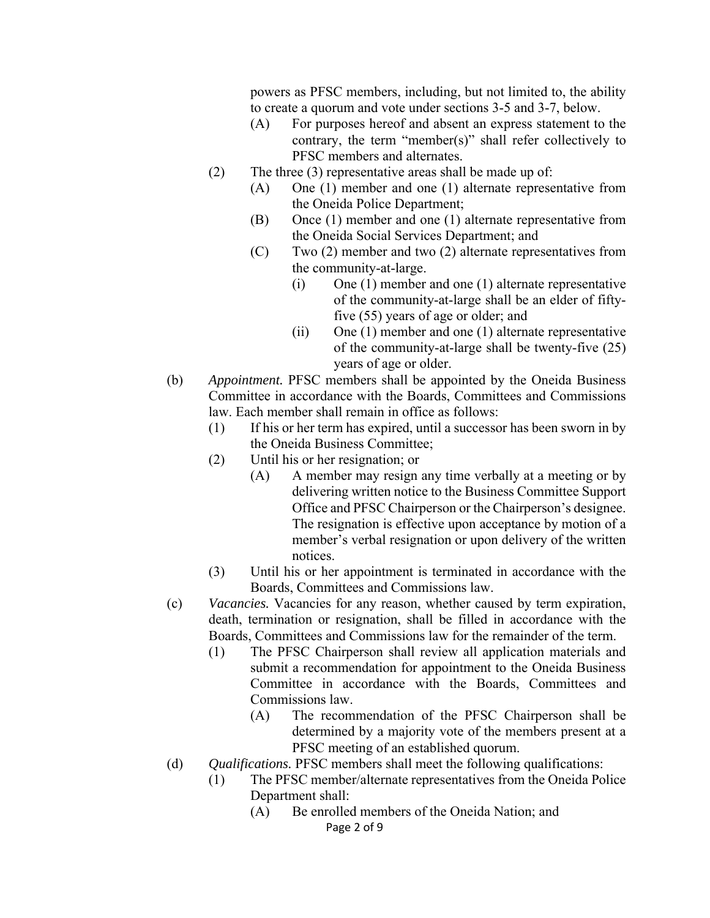powers as PFSC members, including, but not limited to, the ability to create a quorum and vote under sections 3-5 and 3-7, below.

(A) For purposes hereof and absent an express statement to the contrary, the term "member(s)" shall refer collectively to PFSC members and alternates.

(2) The three (3) representative areas shall be made up of:

(A) One (1) member and one (1) alternate representative from the Oneida Police Department;

(B) Once (1) member and one (1) alternate representative from the Oneida Social Services Department; and

(C) Two (2) member and two (2) alternate representatives from the community-at-large.

(i) One (1) member and one (1) alternate representative of the community-at-large shall be an elder of fifty-five (55) years of age or older; and

(ii) One (1) member and one (1) alternate representative of the community-at-large shall be twenty-five (25) years of age or older.

(b) *Appointment.* PFSC members shall be appointed by the Oneida Business Committee in accordance with the Boards, Committees and Commissions law. Each member shall remain in office as follows:

(1) If his or her term has expired, until a successor has been sworn in by the Oneida Business Committee;

(2) Until his or her resignation; or

(A) A member may resign any time verbally at a meeting or by delivering written notice to the Business Committee Support Office and PFSC Chairperson or the Chairperson's designee. The resignation is effective upon acceptance by motion of a member's verbal resignation or upon delivery of the written notices.

(3) Until his or her appointment is terminated in accordance with the Boards, Committees and Commissions law.

(c) *Vacancies.* Vacancies for any reason, whether caused by term expiration, death, termination or resignation, shall be filled in accordance with the Boards, Committees and Commissions law for the remainder of the term.

(1) The PFSC Chairperson shall review all application materials and submit a recommendation for appointment to the Oneida Business Committee in accordance with the Boards, Committees and Commissions law.

(A) The recommendation of the PFSC Chairperson shall be determined by a majority vote of the members present at a PFSC meeting of an established quorum.

(d) *Qualifications.* PFSC members shall meet the following qualifications:

(1) The PFSC member/alternate representatives from the Oneida Police Department shall:

(A) Be enrolled members of the Oneida Nation; and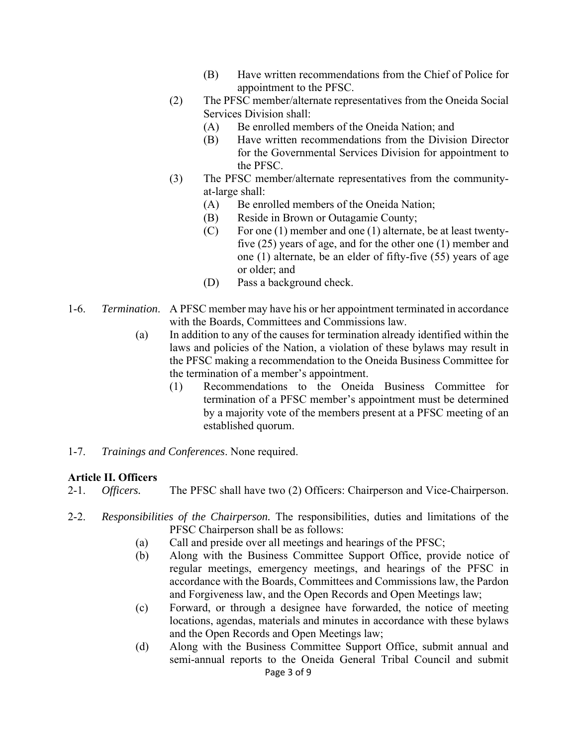(B) Have written recommendations from the Chief of Police for appointment to the PFSC.

(2) The PFSC member/alternate representatives from the Oneida Social Services Division shall:

(A) Be enrolled members of the Oneida Nation; and

(B) Have written recommendations from the Division Director for the Governmental Services Division for appointment to the PFSC.

(3) The PFSC member/alternate representatives from the community-at-large shall:

(A) Be enrolled members of the Oneida Nation;

(B) Reside in Brown or Outagamie County;

(C) For one (1) member and one (1) alternate, be at least twenty-five (25) years of age, and for the other one (1) member and one (1) alternate, be an elder of fifty-five (55) years of age or older; and

(D) Pass a background check.

1-6. *Termination*. A PFSC member may have his or her appointment terminated in accordance with the Boards, Committees and Commissions law.

(a) In addition to any of the causes for termination already identified within the laws and policies of the Nation, a violation of these bylaws may result in the PFSC making a recommendation to the Oneida Business Committee for the termination of a member's appointment.

(1) Recommendations to the Oneida Business Committee for termination of a PFSC member's appointment must be determined by a majority vote of the members present at a PFSC meeting of an established quorum.

1-7. *Trainings and Conferences*. None required.

**Article II. Officers**

2-1. *Officers.* The PFSC shall have two (2) Officers: Chairperson and Vice-Chairperson.

2-2. *Responsibilities of the Chairperson.* The responsibilities, duties and limitations of the PFSC Chairperson shall be as follows:

(a) Call and preside over all meetings and hearings of the PFSC;

(b) Along with the Business Committee Support Office, provide notice of regular meetings, emergency meetings, and hearings of the PFSC in accordance with the Boards, Committees and Commissions law, the Pardon and Forgiveness law, and the Open Records and Open Meetings law;

(c) Forward, or through a designee have forwarded, the notice of meeting locations, agendas, materials and minutes in accordance with these bylaws and the Open Records and Open Meetings law;

(d) Along with the Business Committee Support Office, submit annual and semi-annual reports to the Oneida General Tribal Council and submit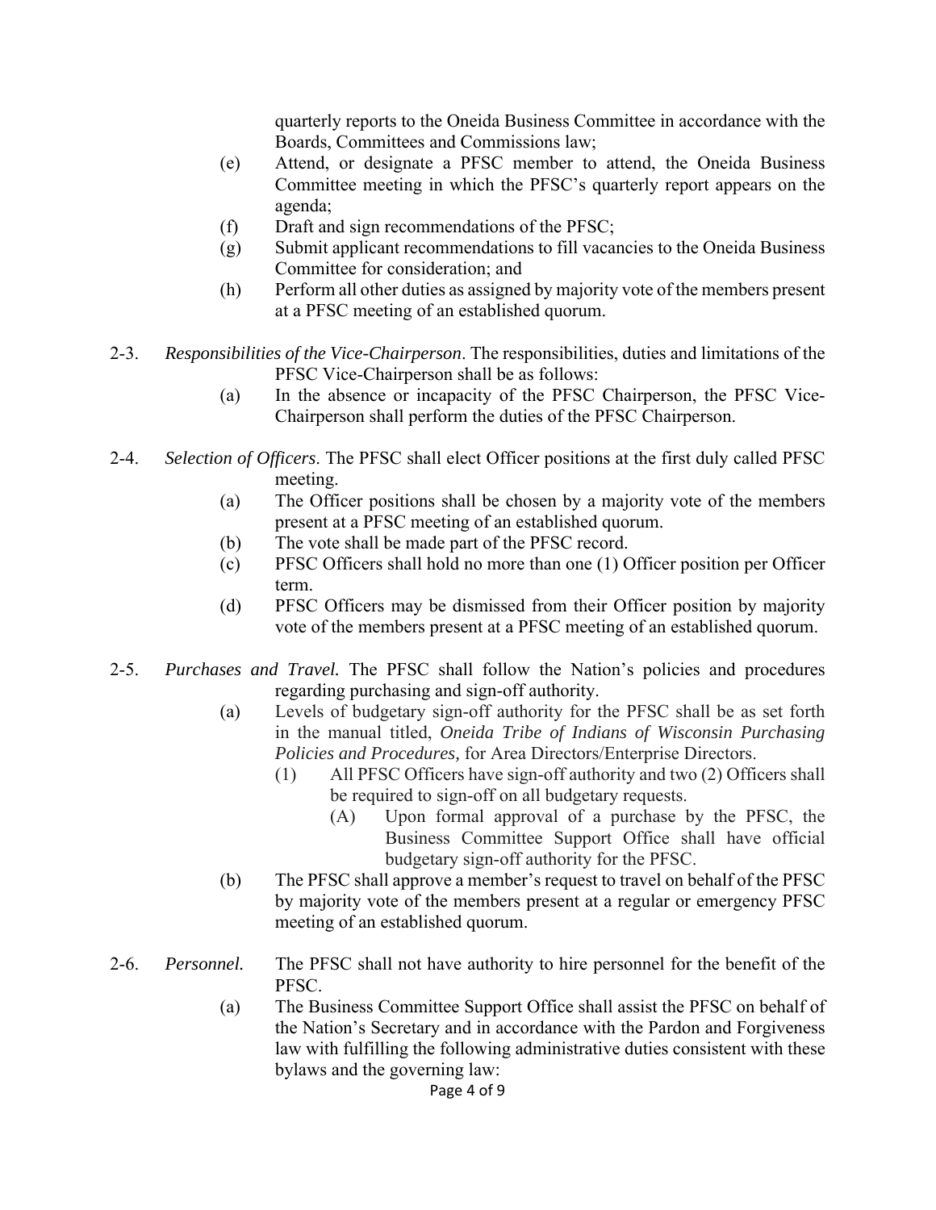quarterly reports to the Oneida Business Committee in accordance with the Boards, Committees and Commissions law;

(e) Attend, or designate a PFSC member to attend, the Oneida Business Committee meeting in which the PFSC's quarterly report appears on the agenda;

(f) Draft and sign recommendations of the PFSC;

(g) Submit applicant recommendations to fill vacancies to the Oneida Business Committee for consideration; and

(h) Perform all other duties as assigned by majority vote of the members present at a PFSC meeting of an established quorum.

2-3. *Responsibilities of the Vice-Chairperson*. The responsibilities, duties and limitations of the PFSC Vice-Chairperson shall be as follows:

(a) In the absence or incapacity of the PFSC Chairperson, the PFSC Vice-Chairperson shall perform the duties of the PFSC Chairperson.

2-4. *Selection of Officers.* The PFSC shall elect Officer positions at the first duly called PFSC meeting.

(a) The Officer positions shall be chosen by a majority vote of the members present at a PFSC meeting of an established quorum.

(b) The vote shall be made part of the PFSC record.

(c) PFSC Officers shall hold no more than one (1) Officer position per Officer term.

(d) PFSC Officers may be dismissed from their Officer position by majority vote of the members present at a PFSC meeting of an established quorum.

2-5. *Purchases and Travel.* The PFSC shall follow the Nation's policies and procedures regarding purchasing and sign-off authority.

(a) Levels of budgetary sign-off authority for the PFSC shall be as set forth in the manual titled, *Oneida Tribe of Indians of Wisconsin Purchasing Policies and Procedures,* for Area Directors/Enterprise Directors.

(1) All PFSC Officers have sign-off authority and two (2) Officers shall be required to sign-off on all budgetary requests.

(A) Upon formal approval of a purchase by the PFSC, the Business Committee Support Office shall have official budgetary sign-off authority for the PFSC.

(b) The PFSC shall approve a member's request to travel on behalf of the PFSC by majority vote of the members present at a regular or emergency PFSC meeting of an established quorum.

2-6. *Personnel.* The PFSC shall not have authority to hire personnel for the benefit of the PFSC.

(a) The Business Committee Support Office shall assist the PFSC on behalf of the Nation's Secretary and in accordance with the Pardon and Forgiveness law with fulfilling the following administrative duties consistent with these bylaws and the governing law: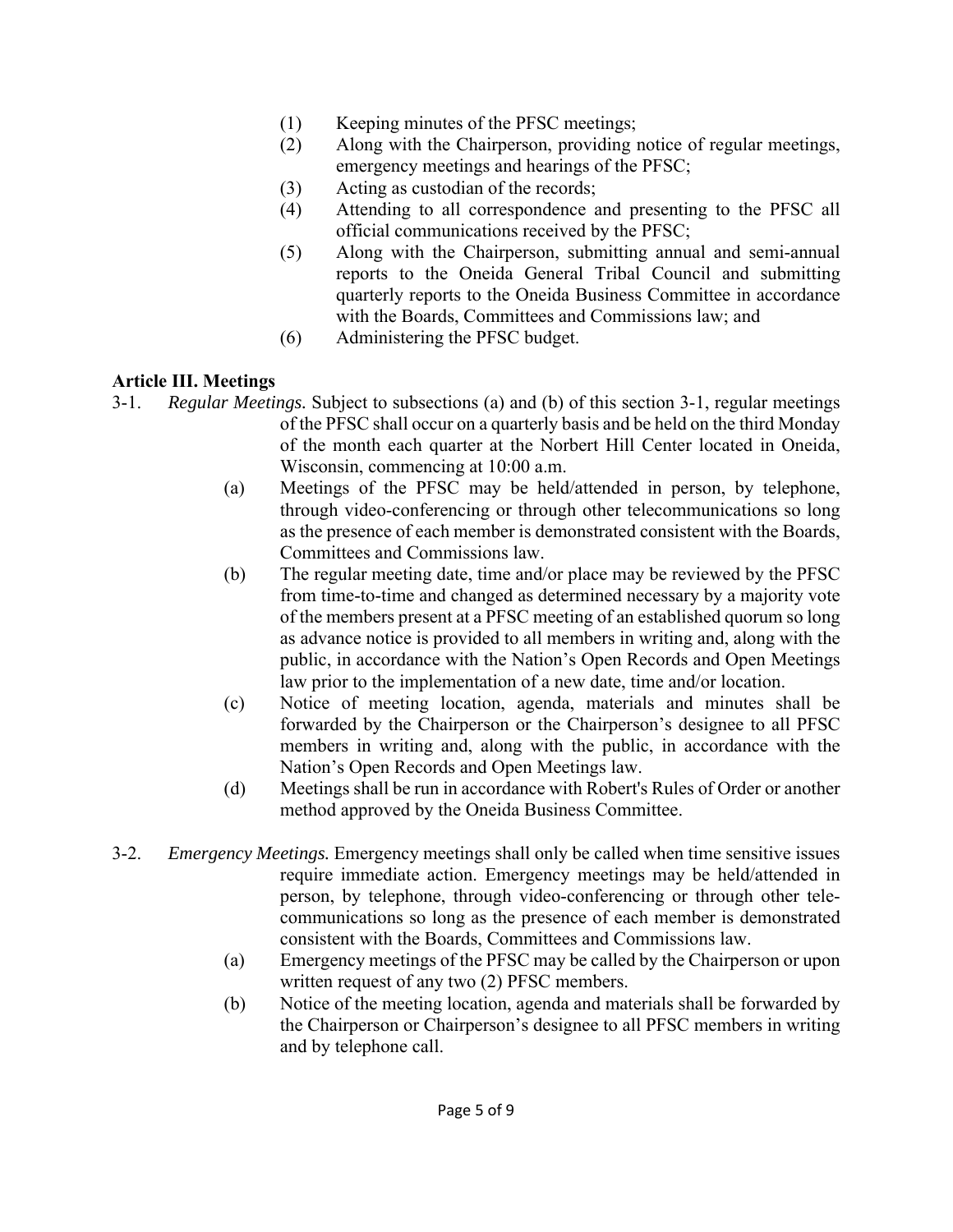(1) Keeping minutes of the PFSC meetings;
(2) Along with the Chairperson, providing notice of regular meetings, emergency meetings and hearings of the PFSC;
(3) Acting as custodian of the records;
(4) Attending to all correspondence and presenting to the PFSC all official communications received by the PFSC;
(5) Along with the Chairperson, submitting annual and semi-annual reports to the Oneida General Tribal Council and submitting quarterly reports to the Oneida Business Committee in accordance with the Boards, Committees and Commissions law; and
(6) Administering the PFSC budget.

**Article III. Meetings**

3-1. *Regular Meetings.* Subject to subsections (a) and (b) of this section 3-1, regular meetings of the PFSC shall occur on a quarterly basis and be held on the third Monday of the month each quarter at the Norbert Hill Center located in Oneida, Wisconsin, commencing at 10:00 a.m.

(a) Meetings of the PFSC may be held/attended in person, by telephone, through video-conferencing or through other telecommunications so long as the presence of each member is demonstrated consistent with the Boards, Committees and Commissions law.

(b) The regular meeting date, time and/or place may be reviewed by the PFSC from time-to-time and changed as determined necessary by a majority vote of the members present at a PFSC meeting of an established quorum so long as advance notice is provided to all members in writing and, along with the public, in accordance with the Nation's Open Records and Open Meetings law prior to the implementation of a new date, time and/or location.

(c) Notice of meeting location, agenda, materials and minutes shall be forwarded by the Chairperson or the Chairperson's designee to all PFSC members in writing and, along with the public, in accordance with the Nation's Open Records and Open Meetings law.

(d) Meetings shall be run in accordance with Robert's Rules of Order or another method approved by the Oneida Business Committee.

3-2. *Emergency Meetings.* Emergency meetings shall only be called when time sensitive issues require immediate action. Emergency meetings may be held/attended in person, by telephone, through video-conferencing or through other tele-communications so long as the presence of each member is demonstrated consistent with the Boards, Committees and Commissions law.

(a) Emergency meetings of the PFSC may be called by the Chairperson or upon written request of any two (2) PFSC members.

(b) Notice of the meeting location, agenda and materials shall be forwarded by the Chairperson or Chairperson's designee to all PFSC members in writing and by telephone call.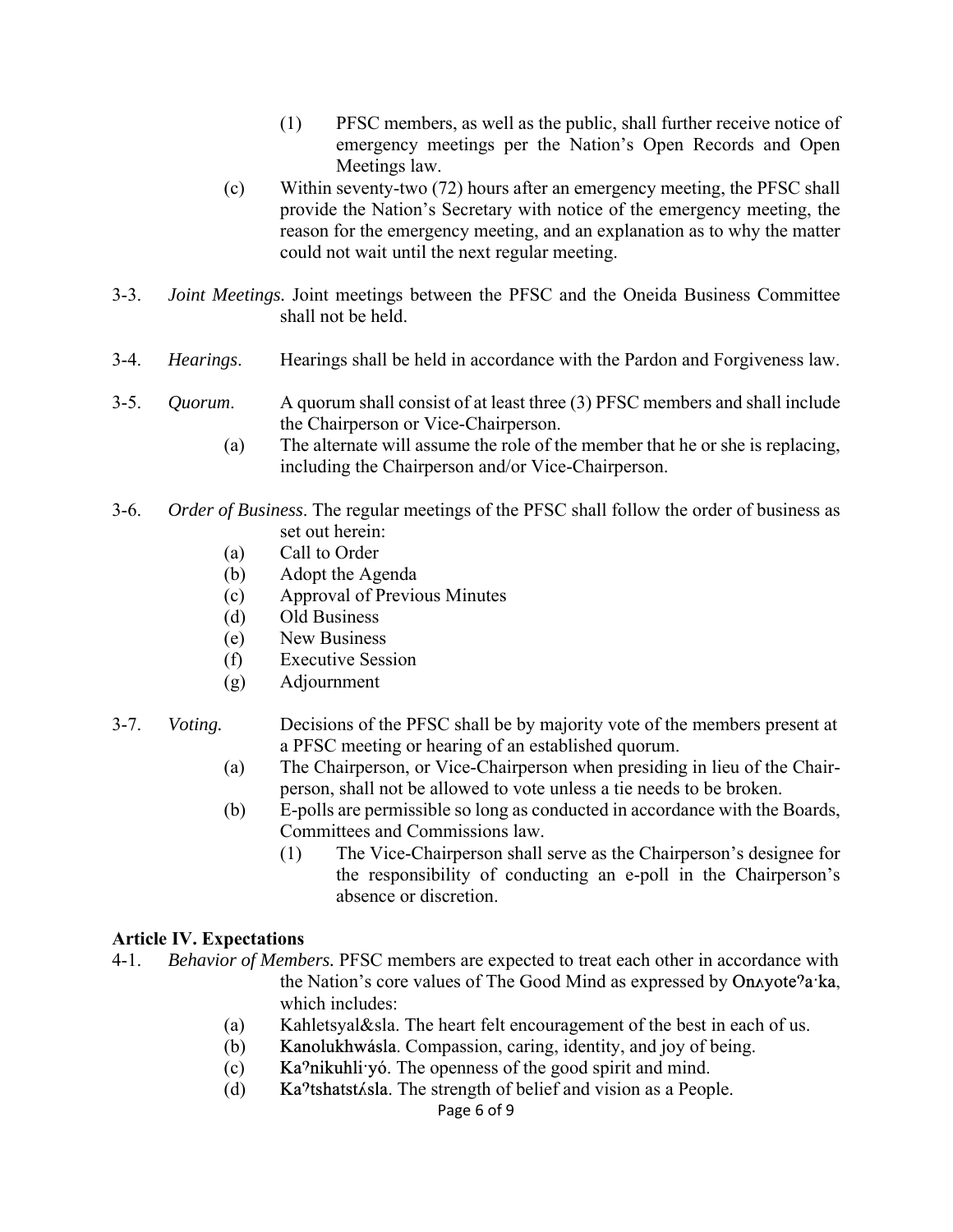(1) PFSC members, as well as the public, shall further receive notice of emergency meetings per the Nation's Open Records and Open Meetings law.

(c) Within seventy-two (72) hours after an emergency meeting, the PFSC shall provide the Nation's Secretary with notice of the emergency meeting, the reason for the emergency meeting, and an explanation as to why the matter could not wait until the next regular meeting.

3-3. *Joint Meetings.* Joint meetings between the PFSC and the Oneida Business Committee shall not be held.

3-4. *Hearings*. Hearings shall be held in accordance with the Pardon and Forgiveness law.

3-5. *Quorum*. A quorum shall consist of at least three (3) PFSC members and shall include the Chairperson or Vice-Chairperson.

(a) The alternate will assume the role of the member that he or she is replacing, including the Chairperson and/or Vice-Chairperson.

3-6. *Order of Business*. The regular meetings of the PFSC shall follow the order of business as set out herein:

(a) Call to Order
(b) Adopt the Agenda
(c) Approval of Previous Minutes
(d) Old Business
(e) New Business
(f) Executive Session
(g) Adjournment

3-7. *Voting.* Decisions of the PFSC shall be by majority vote of the members present at a PFSC meeting or hearing of an established quorum.

(a) The Chairperson, or Vice-Chairperson when presiding in lieu of the Chair-person, shall not be allowed to vote unless a tie needs to be broken.

(b) E-polls are permissible so long as conducted in accordance with the Boards, Committees and Commissions law.

(1) The Vice-Chairperson shall serve as the Chairperson's designee for the responsibility of conducting an e-poll in the Chairperson's absence or discretion.

**Article IV. Expectations**

4-1. *Behavior of Members.* PFSC members are expected to treat each other in accordance with the Nation's core values of The Good Mind as expressed by **Onʌyoteˀa·ka**, which includes:

(a) Kahletsyal&sla. The heart felt encouragement of the best in each of us.
(b) **Kanolukhwásla**. Compassion, caring, identity, and joy of being.
(c) **Kaˀnikuhli·yó**. The openness of the good spirit and mind.
(d) **Kaˀtshatstʌ́sla**. The strength of belief and vision as a People.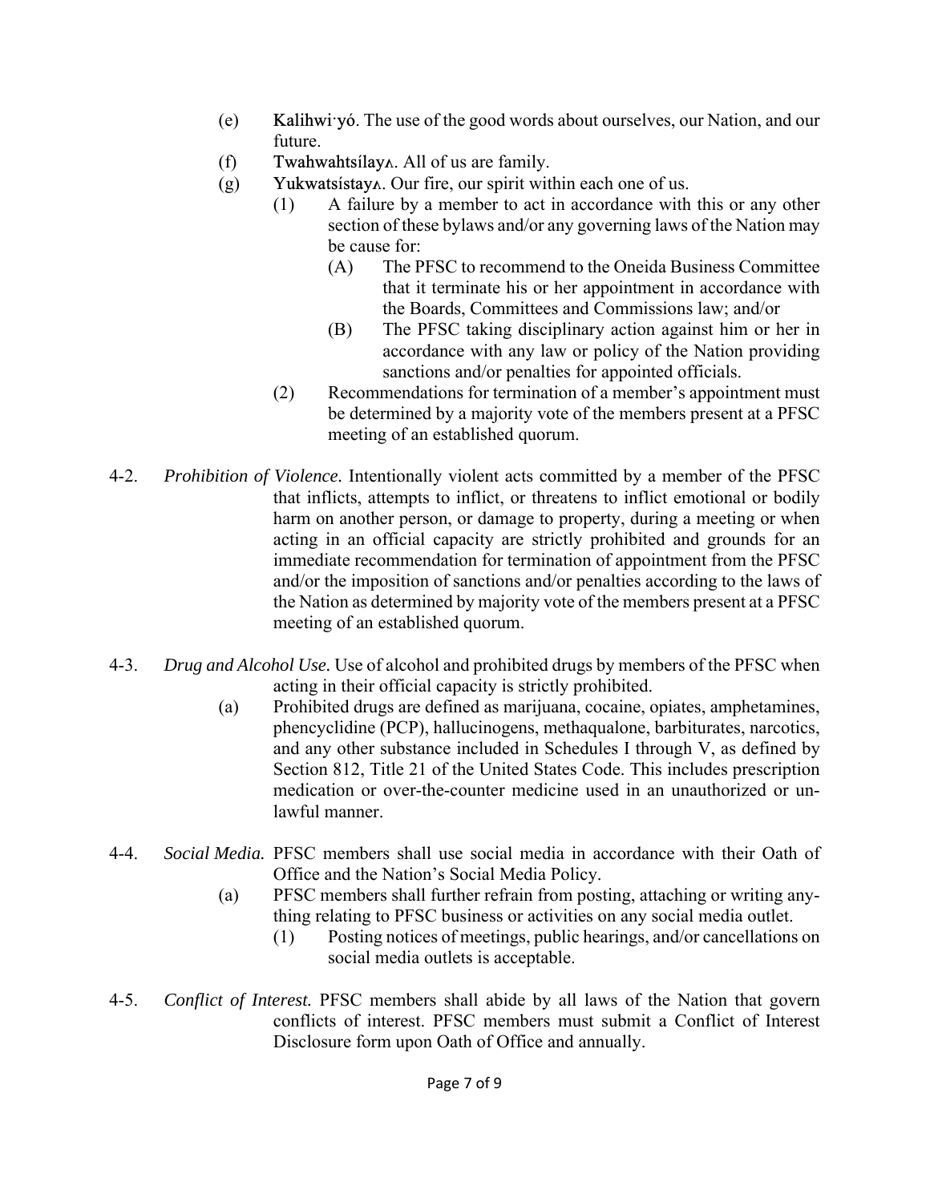(e) **Kalihwi·yó**. The use of the good words about ourselves, our Nation, and our future.

(f) **Twahwahtsílayʌ**. All of us are family.

(g) **Yukwatsístayʌ**. Our fire, our spirit within each one of us.

   (1) A failure by a member to act in accordance with this or any other section of these bylaws and/or any governing laws of the Nation may be cause for:

      (A) The PFSC to recommend to the Oneida Business Committee that it terminate his or her appointment in accordance with the Boards, Committees and Commissions law; and/or

      (B) The PFSC taking disciplinary action against him or her in accordance with any law or policy of the Nation providing sanctions and/or penalties for appointed officials.

   (2) Recommendations for termination of a member's appointment must be determined by a majority vote of the members present at a PFSC meeting of an established quorum.

4-2. *Prohibition of Violence.* Intentionally violent acts committed by a member of the PFSC that inflicts, attempts to inflict, or threatens to inflict emotional or bodily harm on another person, or damage to property, during a meeting or when acting in an official capacity are strictly prohibited and grounds for an immediate recommendation for termination of appointment from the PFSC and/or the imposition of sanctions and/or penalties according to the laws of the Nation as determined by majority vote of the members present at a PFSC meeting of an established quorum.

4-3. *Drug and Alcohol Use.* Use of alcohol and prohibited drugs by members of the PFSC when acting in their official capacity is strictly prohibited.

(a) Prohibited drugs are defined as marijuana, cocaine, opiates, amphetamines, phencyclidine (PCP), hallucinogens, methaqualone, barbiturates, narcotics, and any other substance included in Schedules I through V, as defined by Section 812, Title 21 of the United States Code. This includes prescription medication or over-the-counter medicine used in an unauthorized or unlawful manner.

4-4. *Social Media.* PFSC members shall use social media in accordance with their Oath of Office and the Nation's Social Media Policy.

(a) PFSC members shall further refrain from posting, attaching or writing anything relating to PFSC business or activities on any social media outlet.

   (1) Posting notices of meetings, public hearings, and/or cancellations on social media outlets is acceptable.

4-5. *Conflict of Interest.* PFSC members shall abide by all laws of the Nation that govern conflicts of interest. PFSC members must submit a Conflict of Interest Disclosure form upon Oath of Office and annually.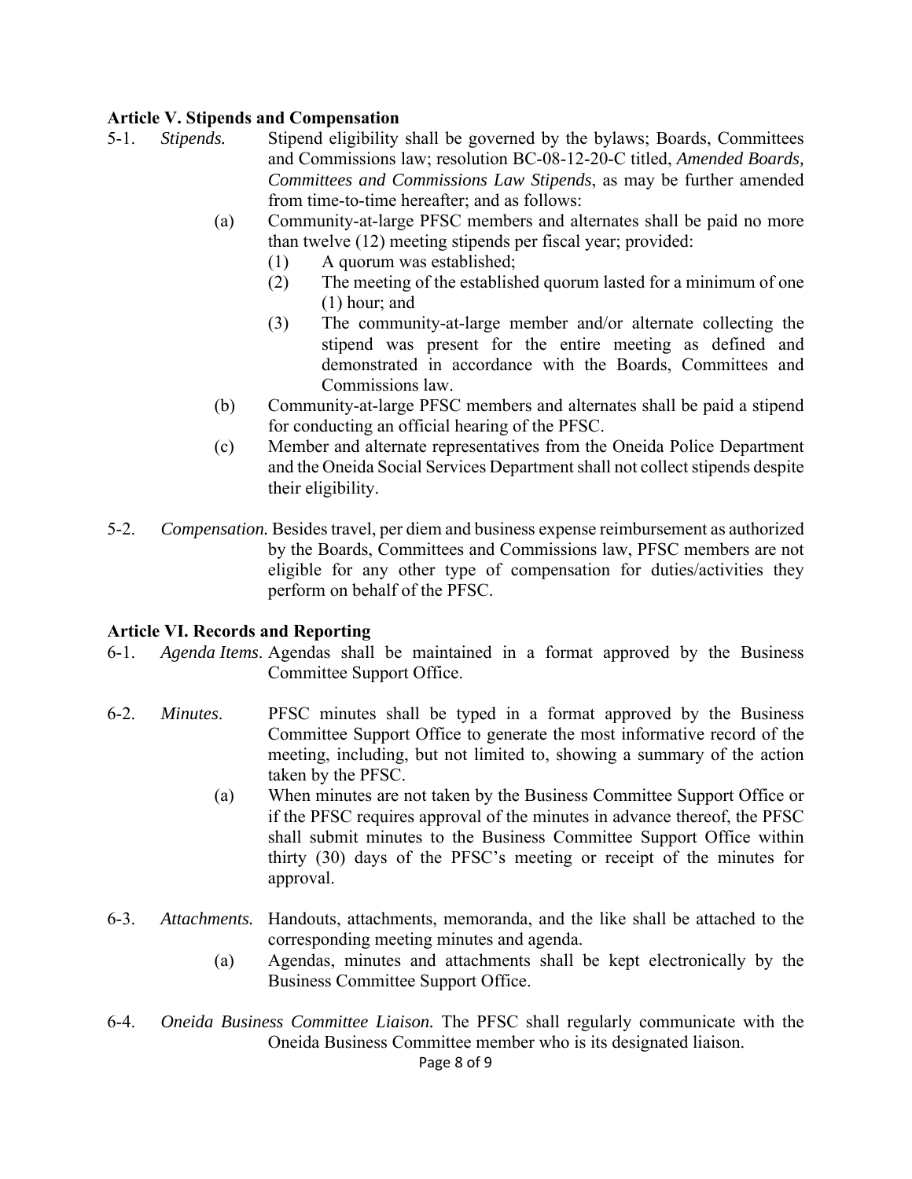### Article V. Stipends and Compensation

5-1. *Stipends.* Stipend eligibility shall be governed by the bylaws; Boards, Committees and Commissions law; resolution BC-08-12-20-C titled, *Amended Boards, Committees and Commissions Law Stipends*, as may be further amended from time-to-time hereafter; and as follows:

(a) Community-at-large PFSC members and alternates shall be paid no more than twelve (12) meeting stipends per fiscal year; provided:

(1) A quorum was established;

(2) The meeting of the established quorum lasted for a minimum of one (1) hour; and

(3) The community-at-large member and/or alternate collecting the stipend was present for the entire meeting as defined and demonstrated in accordance with the Boards, Committees and Commissions law.

(b) Community-at-large PFSC members and alternates shall be paid a stipend for conducting an official hearing of the PFSC.

(c) Member and alternate representatives from the Oneida Police Department and the Oneida Social Services Department shall not collect stipends despite their eligibility.

5-2. *Compensation.* Besides travel, per diem and business expense reimbursement as authorized by the Boards, Committees and Commissions law, PFSC members are not eligible for any other type of compensation for duties/activities they perform on behalf of the PFSC.

### Article VI. Records and Reporting

6-1. *Agenda Items*. Agendas shall be maintained in a format approved by the Business Committee Support Office.

6-2. *Minutes*. PFSC minutes shall be typed in a format approved by the Business Committee Support Office to generate the most informative record of the meeting, including, but not limited to, showing a summary of the action taken by the PFSC.

(a) When minutes are not taken by the Business Committee Support Office or if the PFSC requires approval of the minutes in advance thereof, the PFSC shall submit minutes to the Business Committee Support Office within thirty (30) days of the PFSC's meeting or receipt of the minutes for approval.

6-3. *Attachments.* Handouts, attachments, memoranda, and the like shall be attached to the corresponding meeting minutes and agenda.

(a) Agendas, minutes and attachments shall be kept electronically by the Business Committee Support Office.

6-4. *Oneida Business Committee Liaison.* The PFSC shall regularly communicate with the Oneida Business Committee member who is its designated liaison.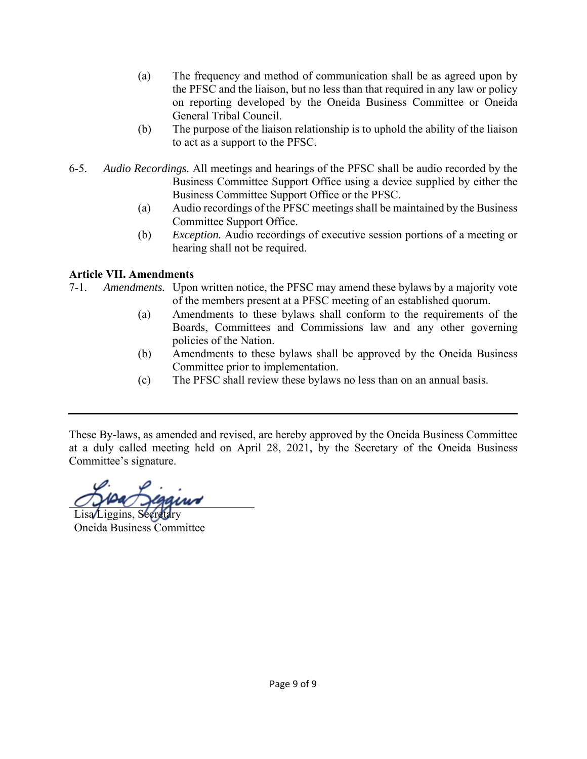(a) The frequency and method of communication shall be as agreed upon by the PFSC and the liaison, but no less than that required in any law or policy on reporting developed by the Oneida Business Committee or Oneida General Tribal Council.

(b) The purpose of the liaison relationship is to uphold the ability of the liaison to act as a support to the PFSC.

6-5. *Audio Recordings.* All meetings and hearings of the PFSC shall be audio recorded by the Business Committee Support Office using a device supplied by either the Business Committee Support Office or the PFSC.

(a) Audio recordings of the PFSC meetings shall be maintained by the Business Committee Support Office.

(b) *Exception.* Audio recordings of executive session portions of a meeting or hearing shall not be required.

**Article VII. Amendments**

7-1. *Amendments.* Upon written notice, the PFSC may amend these bylaws by a majority vote of the members present at a PFSC meeting of an established quorum.

(a) Amendments to these bylaws shall conform to the requirements of the Boards, Committees and Commissions law and any other governing policies of the Nation.

(b) Amendments to these bylaws shall be approved by the Oneida Business Committee prior to implementation.

(c) The PFSC shall review these bylaws no less than on an annual basis.

---

These By-laws, as amended and revised, are hereby approved by the Oneida Business Committee at a duly called meeting held on April 28, 2021, by the Secretary of the Oneida Business Committee's signature.

Lisa Liggins, Secretary
Oneida Business Committee